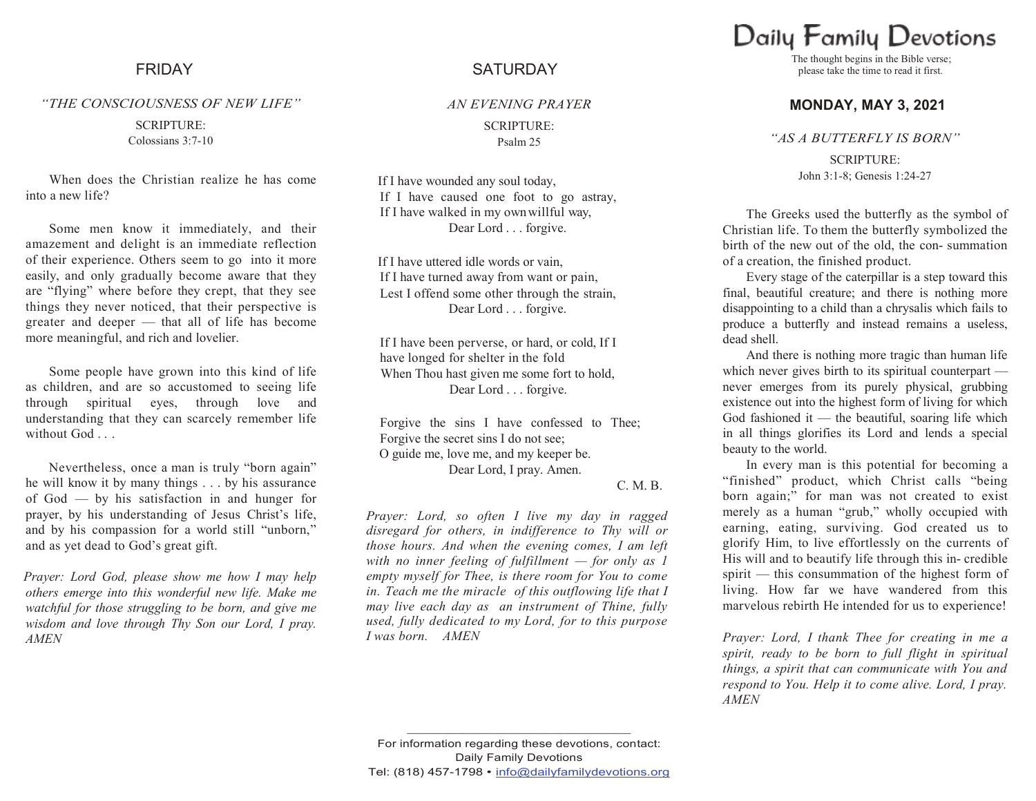## FRIDAY

*"THE CONSCIOUSNESS OF NEW LIFE"*

SCRIPTURE:
Colossians 3:7-10

When does the Christian realize he has come into a new life?

Some men know it immediately, and their amazement and delight is an immediate reflection of their experience. Others seem to go into it more easily, and only gradually become aware that they are "flying" where before they crept, that they see things they never noticed, that their perspective is greater and deeper — that all of life has become more meaningful, and rich and lovelier.

Some people have grown into this kind of life as children, and are so accustomed to seeing life through spiritual eyes, through love and understanding that they can scarcely remember life without God . . .

Nevertheless, once a man is truly "born again" he will know it by many things . . . by his assurance of God — by his satisfaction in and hunger for prayer, by his understanding of Jesus Christ's life, and by his compassion for a world still "unborn," and as yet dead to God's great gift.

*Prayer: Lord God, please show me how I may help others emerge into this wonderful new life. Make me watchful for those struggling to be born, and give me wisdom and love through Thy Son our Lord, I pray. AMEN*

## SATURDAY

*AN EVENING PRAYER*

SCRIPTURE:
Psalm 25

If I have wounded any soul today,
If I have caused one foot to go astray,
If I have walked in my own willful way,
Dear Lord . . . forgive.

If I have uttered idle words or vain,
If I have turned away from want or pain,
Lest I offend some other through the strain,
Dear Lord . . . forgive.

If I have been perverse, or hard, or cold, If I
have longed for shelter in the fold
When Thou hast given me some fort to hold,
Dear Lord . . . forgive.

Forgive the sins I have confessed to Thee;
Forgive the secret sins I do not see;
O guide me, love me, and my keeper be.
Dear Lord, I pray. Amen.

C. M. B.

*Prayer: Lord, so often I live my day in ragged disregard for others, in indifference to Thy will or those hours. And when the evening comes, I am left with no inner feeling of fulfillment — for only as I empty myself for Thee, is there room for You to come in. Teach me the miracle of this outflowing life that I may live each day as an instrument of Thine, fully used, fully dedicated to my Lord, for to this purpose I was born. AMEN*

# Daily Family Devotions

The thought begins in the Bible verse;
please take the time to read it first.

### MONDAY, MAY 3, 2021

*"AS A BUTTERFLY IS BORN"*

SCRIPTURE:
John 3:1-8; Genesis 1:24-27

The Greeks used the butterfly as the symbol of Christian life. To them the butterfly symbolized the birth of the new out of the old, the con- summation of a creation, the finished product.

Every stage of the caterpillar is a step toward this final, beautiful creature; and there is nothing more disappointing to a child than a chrysalis which fails to produce a butterfly and instead remains a useless, dead shell.

And there is nothing more tragic than human life which never gives birth to its spiritual counterpart — never emerges from its purely physical, grubbing existence out into the highest form of living for which God fashioned it — the beautiful, soaring life which in all things glorifies its Lord and lends a special beauty to the world.

In every man is this potential for becoming a "finished" product, which Christ calls "being born again;" for man was not created to exist merely as a human "grub," wholly occupied with earning, eating, surviving. God created us to glorify Him, to live effortlessly on the currents of His will and to beautify life through this in- credible spirit — this consummation of the highest form of living. How far we have wandered from this marvelous rebirth He intended for us to experience!

*Prayer: Lord, I thank Thee for creating in me a spirit, ready to be born to full flight in spiritual things, a spirit that can communicate with You and respond to You. Help it to come alive. Lord, I pray. AMEN*

---

For information regarding these devotions, contact:
Daily Family Devotions
Tel: (818) 457-1798 • info@dailyfamilydevotions.org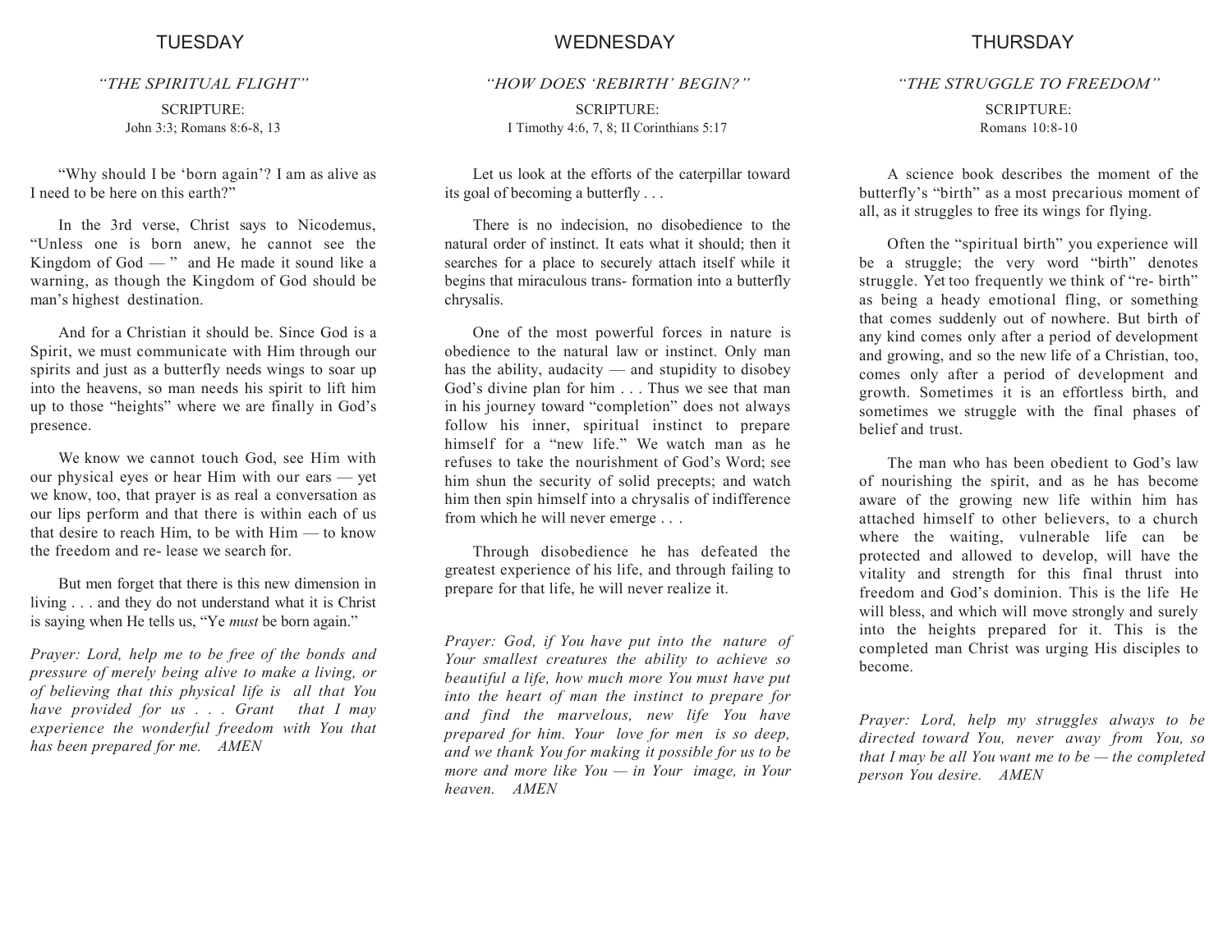## TUESDAY

*"THE SPIRITUAL FLIGHT"*

SCRIPTURE:
John 3:3; Romans 8:6-8, 13

"Why should I be 'born again'? I am as alive as I need to be here on this earth?"

In the 3rd verse, Christ says to Nicodemus, "Unless one is born anew, he cannot see the Kingdom of God — " and He made it sound like a warning, as though the Kingdom of God should be man's highest destination.

And for a Christian it should be. Since God is a Spirit, we must communicate with Him through our spirits and just as a butterfly needs wings to soar up into the heavens, so man needs his spirit to lift him up to those "heights" where we are finally in God's presence.

We know we cannot touch God, see Him with our physical eyes or hear Him with our ears — yet we know, too, that prayer is as real a conversation as our lips perform and that there is within each of us that desire to reach Him, to be with Him — to know the freedom and re- lease we search for.

But men forget that there is this new dimension in living . . . and they do not understand what it is Christ is saying when He tells us, "Ye *must* be born again."

*Prayer: Lord, help me to be free of the bonds and pressure of merely being alive to make a living, or of believing that this physical life is all that You have provided for us . . . Grant that I may experience the wonderful freedom with You that has been prepared for me. AMEN*

## WEDNESDAY

*"HOW DOES 'REBIRTH' BEGIN?"*

SCRIPTURE:
I Timothy 4:6, 7, 8; II Corinthians 5:17

Let us look at the efforts of the caterpillar toward its goal of becoming a butterfly . . .

There is no indecision, no disobedience to the natural order of instinct. It eats what it should; then it searches for a place to securely attach itself while it begins that miraculous trans- formation into a butterfly chrysalis.

One of the most powerful forces in nature is obedience to the natural law or instinct. Only man has the ability, audacity — and stupidity to disobey God's divine plan for him . . . Thus we see that man in his journey toward "completion" does not always follow his inner, spiritual instinct to prepare himself for a "new life." We watch man as he refuses to take the nourishment of God's Word; see him shun the security of solid precepts; and watch him then spin himself into a chrysalis of indifference from which he will never emerge . . .

Through disobedience he has defeated the greatest experience of his life, and through failing to prepare for that life, he will never realize it.

*Prayer: God, if You have put into the nature of Your smallest creatures the ability to achieve so beautiful a life, how much more You must have put into the heart of man the instinct to prepare for and find the marvelous, new life You have prepared for him. Your love for men is so deep, and we thank You for making it possible for us to be more and more like You — in Your image, in Your heaven. AMEN*

## THURSDAY

*"THE STRUGGLE TO FREEDOM"*

SCRIPTURE:
Romans 10:8-10

A science book describes the moment of the butterfly's "birth" as a most precarious moment of all, as it struggles to free its wings for flying.

Often the "spiritual birth" you experience will be a struggle; the very word "birth" denotes struggle. Yet too frequently we think of "re- birth" as being a heady emotional fling, or something that comes suddenly out of nowhere. But birth of any kind comes only after a period of development and growing, and so the new life of a Christian, too, comes only after a period of development and growth. Sometimes it is an effortless birth, and sometimes we struggle with the final phases of belief and trust.

The man who has been obedient to God's law of nourishing the spirit, and as he has become aware of the growing new life within him has attached himself to other believers, to a church where the waiting, vulnerable life can be protected and allowed to develop, will have the vitality and strength for this final thrust into freedom and God's dominion. This is the life He will bless, and which will move strongly and surely into the heights prepared for it. This is the completed man Christ was urging His disciples to become.

*Prayer: Lord, help my struggles always to be directed toward You, never away from You, so that I may be all You want me to be — the completed person You desire. AMEN*